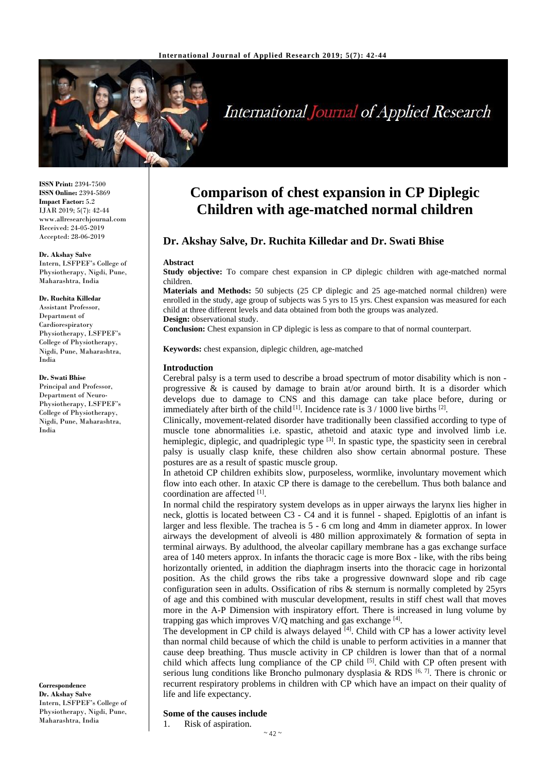**ISSN Print:** 2394-7500
**ISSN Online:** 2394-5869
**Impact Factor:** 5.2
IJAR 2019; 5(7): 42-44
www.allresearchjournal.com
Received: 24-05-2019
Accepted: 28-06-2019

**Dr. Akshay Salve**
Intern, LSFPEF's College of Physiotherapy, Nigdi, Pune, Maharashtra, India

**Dr. Ruchita Killedar**
Assistant Professor, Department of Cardiorespiratory Physiotherapy, LSFPEF's College of Physiotherapy, Nigdi, Pune, Maharashtra, India

**Dr. Swati Bhise**
Principal and Professor, Department of Neuro-Physiotherapy, LSFPEF's College of Physiotherapy, Nigdi, Pune, Maharashtra, India

**Correspondence**
**Dr. Akshay Salve**
Intern, LSFPEF's College of Physiotherapy, Nigdi, Pune, Maharashtra, India

# Comparison of chest expansion in CP Diplegic Children with age-matched normal children

## Dr. Akshay Salve, Dr. Ruchita Killedar and Dr. Swati Bhise

**Abstract**

**Study objective:** To compare chest expansion in CP diplegic children with age-matched normal children.

**Materials and Methods:** 50 subjects (25 CP diplegic and 25 age-matched normal children) were enrolled in the study, age group of subjects was 5 yrs to 15 yrs. Chest expansion was measured for each child at three different levels and data obtained from both the groups was analyzed.

**Design:** observational study.

**Conclusion:** Chest expansion in CP diplegic is less as compare to that of normal counterpart.

**Keywords:** chest expansion, diplegic children, age-matched

## Introduction

Cerebral palsy is a term used to describe a broad spectrum of motor disability which is non - progressive & is caused by damage to brain at/or around birth. It is a disorder which develops due to damage to CNS and this damage can take place before, during or immediately after birth of the child [1]. Incidence rate is 3 / 1000 live births [2].

Clinically, movement-related disorder have traditionally been classified according to type of muscle tone abnormalities i.e. spastic, athetoid and ataxic type and involved limb i.e. hemiplegic, diplegic, and quadriplegic type [3]. In spastic type, the spasticity seen in cerebral palsy is usually clasp knife, these children also show certain abnormal posture. These postures are as a result of spastic muscle group.

In athetoid CP children exhibits slow, purposeless, wormlike, involuntary movement which flow into each other. In ataxic CP there is damage to the cerebellum. Thus both balance and coordination are affected [1].

In normal child the respiratory system develops as in upper airways the larynx lies higher in neck, glottis is located between C3 - C4 and it is funnel - shaped. Epiglottis of an infant is larger and less flexible. The trachea is 5 - 6 cm long and 4mm in diameter approx. In lower airways the development of alveoli is 480 million approximately & formation of septa in terminal airways. By adulthood, the alveolar capillary membrane has a gas exchange surface area of 140 meters approx. In infants the thoracic cage is more Box - like, with the ribs being horizontally oriented, in addition the diaphragm inserts into the thoracic cage in horizontal position. As the child grows the ribs take a progressive downward slope and rib cage configuration seen in adults. Ossification of ribs & sternum is normally completed by 25yrs of age and this combined with muscular development, results in stiff chest wall that moves more in the A-P Dimension with inspiratory effort. There is increased in lung volume by trapping gas which improves V/Q matching and gas exchange [4].

The development in CP child is always delayed [4]. Child with CP has a lower activity level than normal child because of which the child is unable to perform activities in a manner that cause deep breathing. Thus muscle activity in CP children is lower than that of a normal child which affects lung compliance of the CP child [5]. Child with CP often present with serious lung conditions like Broncho pulmonary dysplasia & RDS [6, 7]. There is chronic or recurrent respiratory problems in children with CP which have an impact on their quality of life and life expectancy.

**Some of the causes include**

1. Risk of aspiration.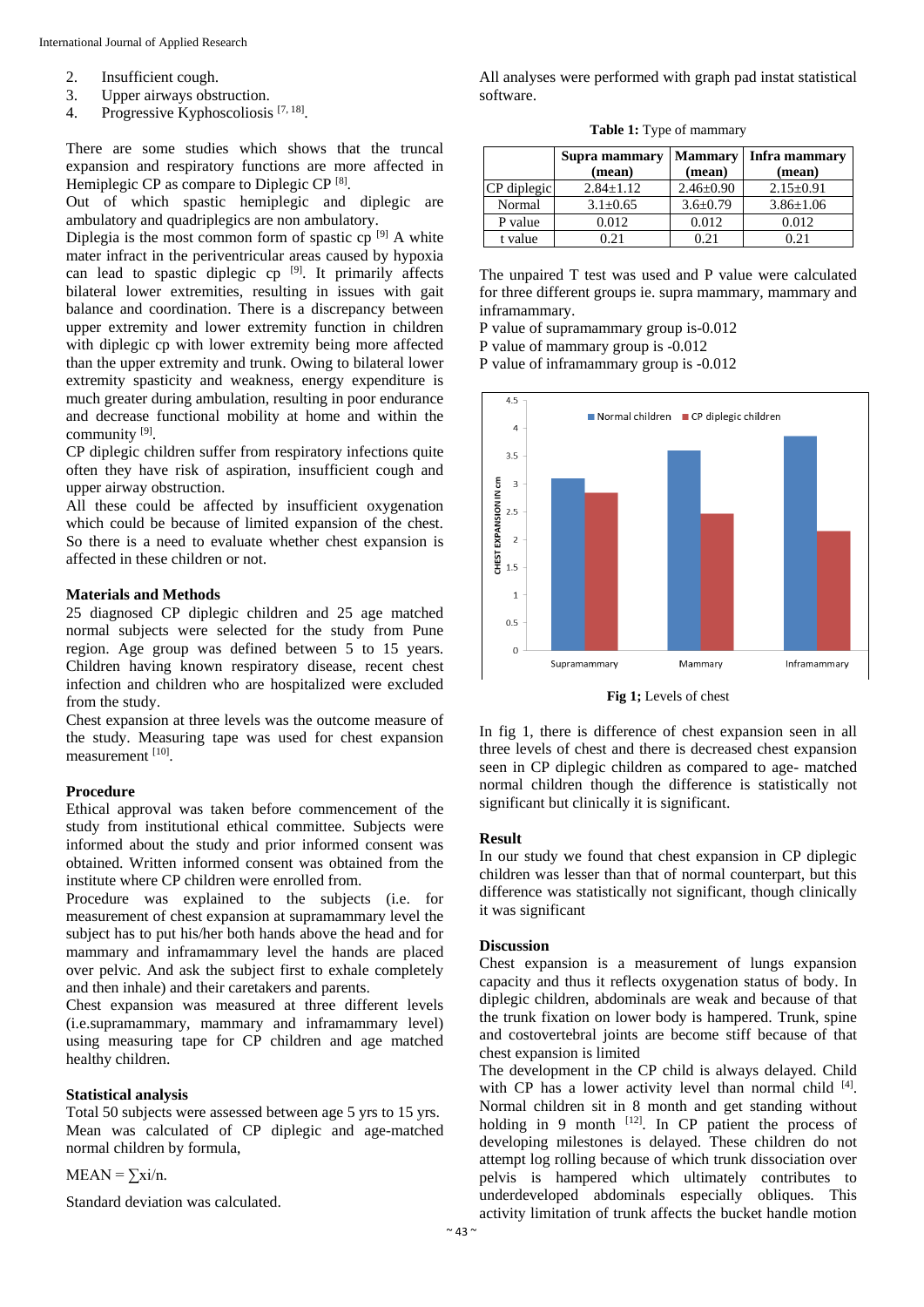2. Insufficient cough.
3. Upper airways obstruction.
4. Progressive Kyphoscoliosis [7, 18].

There are some studies which shows that the truncal expansion and respiratory functions are more affected in Hemiplegic CP as compare to Diplegic CP [8].

Out of which spastic hemiplegic and diplegic are ambulatory and quadriplegics are non ambulatory.

Diplegia is the most common form of spastic cp [9] A white mater infract in the periventricular areas caused by hypoxia can lead to spastic diplegic cp [9]. It primarily affects bilateral lower extremities, resulting in issues with gait balance and coordination. There is a discrepancy between upper extremity and lower extremity function in children with diplegic cp with lower extremity being more affected than the upper extremity and trunk. Owing to bilateral lower extremity spasticity and weakness, energy expenditure is much greater during ambulation, resulting in poor endurance and decrease functional mobility at home and within the community [9].

CP diplegic children suffer from respiratory infections quite often they have risk of aspiration, insufficient cough and upper airway obstruction.

All these could be affected by insufficient oxygenation which could be because of limited expansion of the chest. So there is a need to evaluate whether chest expansion is affected in these children or not.

## Materials and Methods

25 diagnosed CP diplegic children and 25 age matched normal subjects were selected for the study from Pune region. Age group was defined between 5 to 15 years. Children having known respiratory disease, recent chest infection and children who are hospitalized were excluded from the study.

Chest expansion at three levels was the outcome measure of the study. Measuring tape was used for chest expansion measurement [10].

## Procedure

Ethical approval was taken before commencement of the study from institutional ethical committee. Subjects were informed about the study and prior informed consent was obtained. Written informed consent was obtained from the institute where CP children were enrolled from.

Procedure was explained to the subjects (i.e. for measurement of chest expansion at supramammary level the subject has to put his/her both hands above the head and for mammary and inframammary level the hands are placed over pelvic. And ask the subject first to exhale completely and then inhale) and their caretakers and parents.

Chest expansion was measured at three different levels (i.e.supramammary, mammary and inframammary level) using measuring tape for CP children and age matched healthy children.

## Statistical analysis

Total 50 subjects were assessed between age 5 yrs to 15 yrs. Mean was calculated of CP diplegic and age-matched normal children by formula,

$$\text{MEAN} = \sum xi/n.$$

Standard deviation was calculated.

All analyses were performed with graph pad instat statistical software.

**Table 1:** Type of mammary

| | Supra mammary (mean) | Mammary (mean) | Infra mammary (mean) |
|---|---|---|---|
| CP diplegic | 2.84±1.12 | 2.46±0.90 | 2.15±0.91 |
| Normal | 3.1±0.65 | 3.6±0.79 | 3.86±1.06 |
| P value | 0.012 | 0.012 | 0.012 |
| t value | 0.21 | 0.21 | 0.21 |

The unpaired T test was used and P value were calculated for three different groups ie. supra mammary, mammary and inframammary.

P value of supramammary group is-0.012

P value of mammary group is -0.012

P value of inframammary group is -0.012

Normal children
CP diplegic children
CHEST EXPANSION IN cm
4.5
4
3.5
3
2.5
2
1.5
1
0.5
0
Supramammary
Mammary
Inframammary

**Fig 1;** Levels of chest

In fig 1, there is difference of chest expansion seen in all three levels of chest and there is decreased chest expansion seen in CP diplegic children as compared to age- matched normal children though the difference is statistically not significant but clinically it is significant.

## Result

In our study we found that chest expansion in CP diplegic children was lesser than that of normal counterpart, but this difference was statistically not significant, though clinically it was significant

## Discussion

Chest expansion is a measurement of lungs expansion capacity and thus it reflects oxygenation status of body. In diplegic children, abdominals are weak and because of that the trunk fixation on lower body is hampered. Trunk, spine and costovertebral joints are become stiff because of that chest expansion is limited

The development in the CP child is always delayed. Child with CP has a lower activity level than normal child [4]. Normal children sit in 8 month and get standing without holding in 9 month [12]. In CP patient the process of developing milestones is delayed. These children do not attempt log rolling because of which trunk dissociation over pelvis is hampered which ultimately contributes to underdeveloped abdominals especially obliques. This activity limitation of trunk affects the bucket handle motion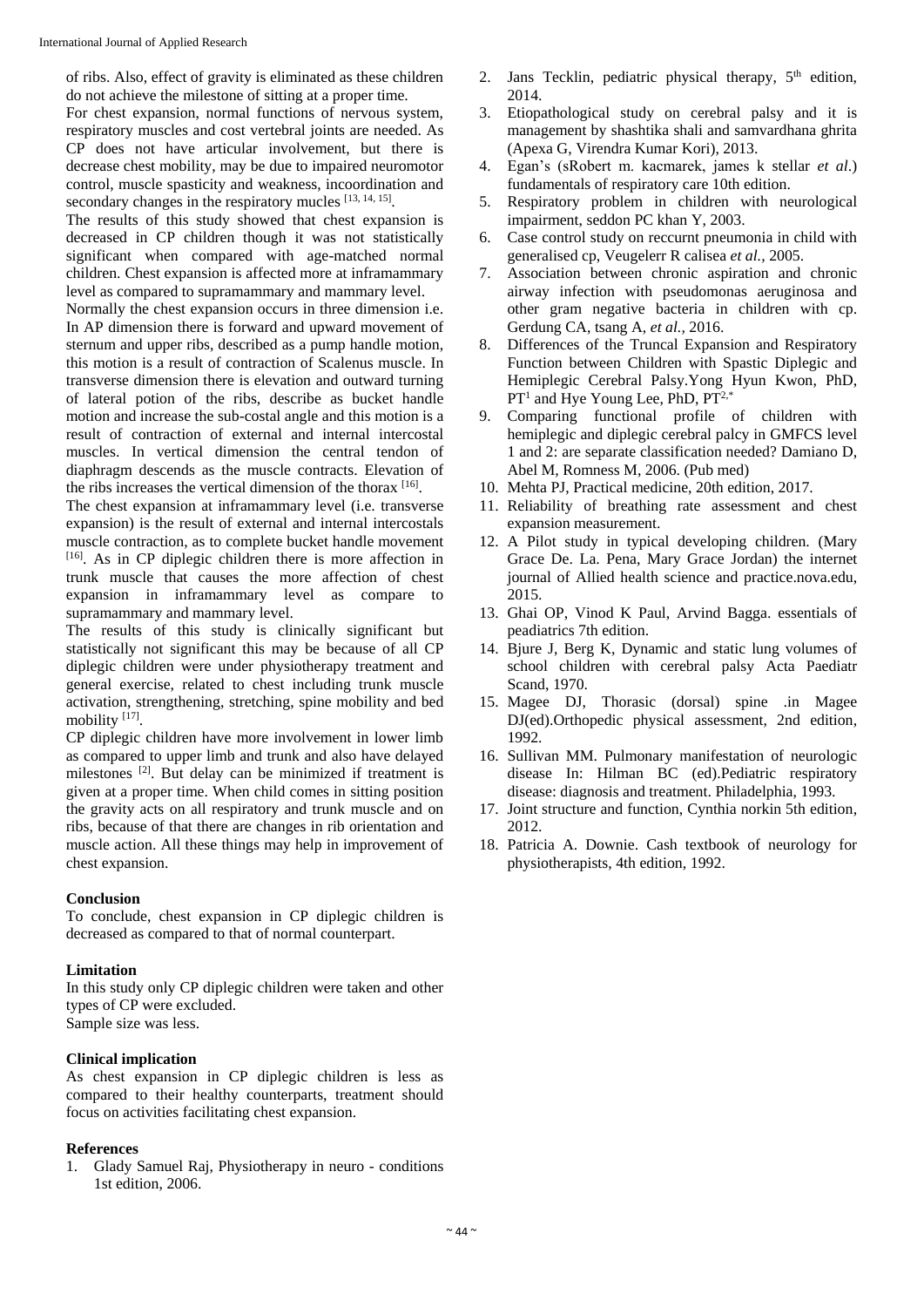of ribs. Also, effect of gravity is eliminated as these children do not achieve the milestone of sitting at a proper time.

For chest expansion, normal functions of nervous system, respiratory muscles and cost vertebral joints are needed. As CP does not have articular involvement, but there is decrease chest mobility, may be due to impaired neuromotor control, muscle spasticity and weakness, incoordination and secondary changes in the respiratory mucles [13, 14, 15].

The results of this study showed that chest expansion is decreased in CP children though it was not statistically significant when compared with age-matched normal children. Chest expansion is affected more at inframammary level as compared to supramammary and mammary level.

Normally the chest expansion occurs in three dimension i.e. In AP dimension there is forward and upward movement of sternum and upper ribs, described as a pump handle motion, this motion is a result of contraction of Scalenus muscle. In transverse dimension there is elevation and outward turning of lateral potion of the ribs, describe as bucket handle motion and increase the sub-costal angle and this motion is a result of contraction of external and internal intercostal muscles. In vertical dimension the central tendon of diaphragm descends as the muscle contracts. Elevation of the ribs increases the vertical dimension of the thorax [16].

The chest expansion at inframammary level (i.e. transverse expansion) is the result of external and internal intercostals muscle contraction, as to complete bucket handle movement [16]. As in CP diplegic children there is more affection in trunk muscle that causes the more affection of chest expansion in inframammary level as compare to supramammary and mammary level.

The results of this study is clinically significant but statistically not significant this may be because of all CP diplegic children were under physiotherapy treatment and general exercise, related to chest including trunk muscle activation, strengthening, stretching, spine mobility and bed mobility [17].

CP diplegic children have more involvement in lower limb as compared to upper limb and trunk and also have delayed milestones [2]. But delay can be minimized if treatment is given at a proper time. When child comes in sitting position the gravity acts on all respiratory and trunk muscle and on ribs, because of that there are changes in rib orientation and muscle action. All these things may help in improvement of chest expansion.

## Conclusion

To conclude, chest expansion in CP diplegic children is decreased as compared to that of normal counterpart.

## Limitation

In this study only CP diplegic children were taken and other types of CP were excluded.

Sample size was less.

## Clinical implication

As chest expansion in CP diplegic children is less as compared to their healthy counterparts, treatment should focus on activities facilitating chest expansion.

## References

1. Glady Samuel Raj, Physiotherapy in neuro - conditions 1st edition, 2006.
2. Jans Tecklin, pediatric physical therapy, 5th edition, 2014.
3. Etiopathological study on cerebral palsy and it is management by shashtika shali and samvardhana ghrita (Apexa G, Virendra Kumar Kori), 2013.
4. Egan's (sRobert m. kacmarek, james k stellar *et al*.) fundamentals of respiratory care 10th edition.
5. Respiratory problem in children with neurological impairment, seddon PC khan Y, 2003.
6. Case control study on reccurnt pneumonia in child with generalised cp, Veugelerr R calisea *et al.*, 2005.
7. Association between chronic aspiration and chronic airway infection with pseudomonas aeruginosa and other gram negative bacteria in children with cp. Gerdung CA, tsang A, *et al.*, 2016.
8. Differences of the Truncal Expansion and Respiratory Function between Children with Spastic Diplegic and Hemiplegic Cerebral Palsy.Yong Hyun Kwon, PhD, PT[1] and Hye Young Lee, PhD, PT[2,*]
9. Comparing functional profile of children with hemiplegic and diplegic cerebral palcy in GMFCS level 1 and 2: are separate classification needed? Damiano D, Abel M, Romness M, 2006. (Pub med)
10. Mehta PJ, Practical medicine, 20th edition, 2017.
11. Reliability of breathing rate assessment and chest expansion measurement.
12. A Pilot study in typical developing children. (Mary Grace De. La. Pena, Mary Grace Jordan) the internet journal of Allied health science and practice.nova.edu, 2015.
13. Ghai OP, Vinod K Paul, Arvind Bagga. essentials of peadiatrics 7th edition.
14. Bjure J, Berg K, Dynamic and static lung volumes of school children with cerebral palsy Acta Paediatr Scand, 1970.
15. Magee DJ, Thorasic (dorsal) spine .in Magee DJ(ed).Orthopedic physical assessment, 2nd edition, 1992.
16. Sullivan MM. Pulmonary manifestation of neurologic disease In: Hilman BC (ed).Pediatric respiratory disease: diagnosis and treatment. Philadelphia, 1993.
17. Joint structure and function, Cynthia norkin 5th edition, 2012.
18. Patricia A. Downie. Cash textbook of neurology for physiotherapists, 4th edition, 1992.